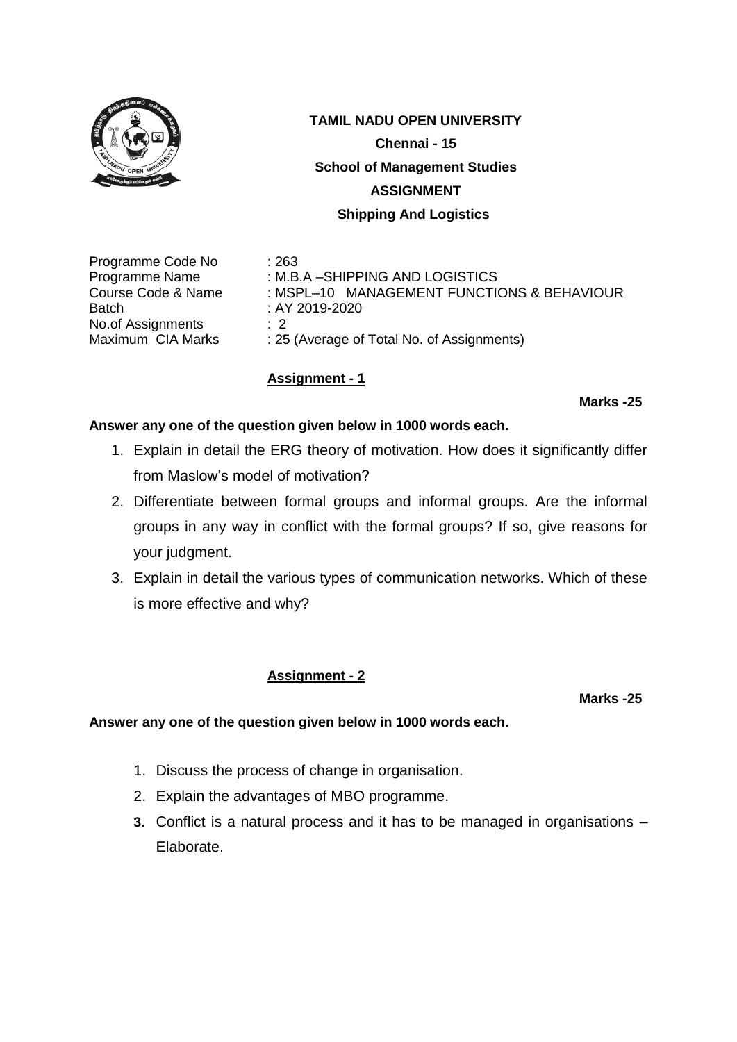# TAMIL NADU OPEN UNIVERSITY

**Chennai - 15**

**School of Management Studies**

**ASSIGNMENT**

**Shipping And Logistics**

Programme Code No : 263
Programme Name : M.B.A –SHIPPING AND LOGISTICS
Course Code & Name : MSPL–10 MANAGEMENT FUNCTIONS & BEHAVIOUR
Batch : AY 2019-2020
No.of Assignments : 2
Maximum CIA Marks : 25 (Average of Total No. of Assignments)

## Assignment - 1

**Marks -25**

**Answer any one of the question given below in 1000 words each.**

1. Explain in detail the ERG theory of motivation. How does it significantly differ from Maslow's model of motivation?
2. Differentiate between formal groups and informal groups. Are the informal groups in any way in conflict with the formal groups? If so, give reasons for your judgment.
3. Explain in detail the various types of communication networks. Which of these is more effective and why?

## Assignment - 2

**Marks -25**

**Answer any one of the question given below in 1000 words each.**

1. Discuss the process of change in organisation.
2. Explain the advantages of MBO programme.
3. Conflict is a natural process and it has to be managed in organisations – Elaborate.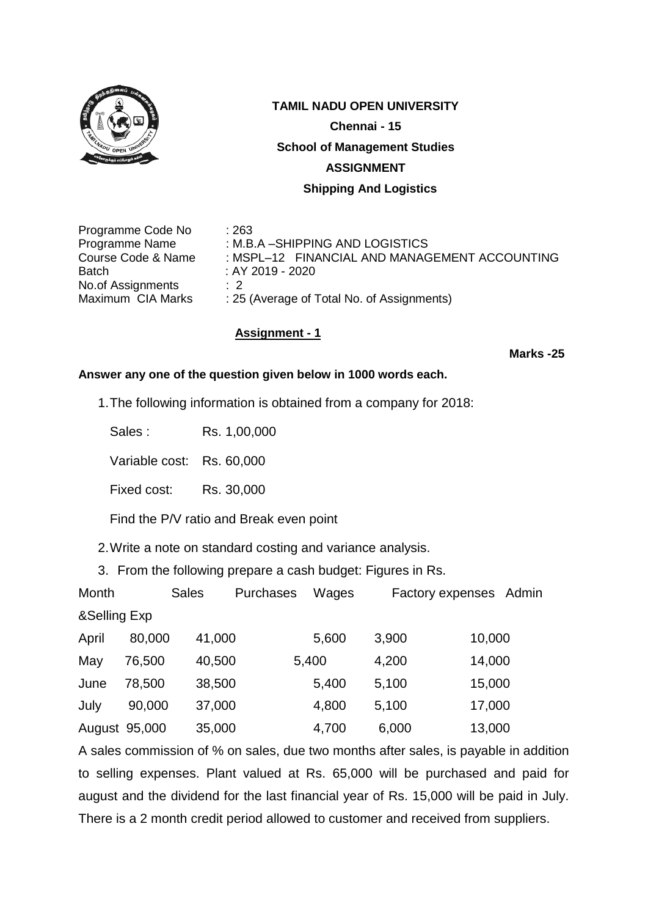**TAMIL NADU OPEN UNIVERSITY**

**Chennai - 15**

**School of Management Studies**

**ASSIGNMENT**

**Shipping And Logistics**

| | |
|---|---|
| Programme Code No | : 263 |
| Programme Name | : M.B.A –SHIPPING AND LOGISTICS |
| Course Code & Name | : MSPL–12 FINANCIAL AND MANAGEMENT ACCOUNTING |
| Batch | : AY 2019 - 2020 |
| No.of Assignments | : 2 |
| Maximum CIA Marks | : 25 (Average of Total No. of Assignments) |

## Assignment - 1

**Marks -25**

**Answer any one of the question given below in 1000 words each.**

1. The following information is obtained from a company for 2018:

   Sales : Rs. 1,00,000

   Variable cost: Rs. 60,000

   Fixed cost: Rs. 30,000

   Find the P/V ratio and Break even point

2. Write a note on standard costing and variance analysis.

3. From the following prepare a cash budget: Figures in Rs.

| Month | Sales | Purchases | Wages | Factory expenses | Admin &Selling Exp |
|---|---|---|---|---|---|
| April | 80,000 | 41,000 | 5,600 | 3,900 | 10,000 |
| May | 76,500 | 40,500 | 5,400 | 4,200 | 14,000 |
| June | 78,500 | 38,500 | 5,400 | 5,100 | 15,000 |
| July | 90,000 | 37,000 | 4,800 | 5,100 | 17,000 |
| August | 95,000 | 35,000 | 4,700 | 6,000 | 13,000 |

A sales commission of % on sales, due two months after sales, is payable in addition to selling expenses. Plant valued at Rs. 65,000 will be purchased and paid for august and the dividend for the last financial year of Rs. 15,000 will be paid in July. There is a 2 month credit period allowed to customer and received from suppliers.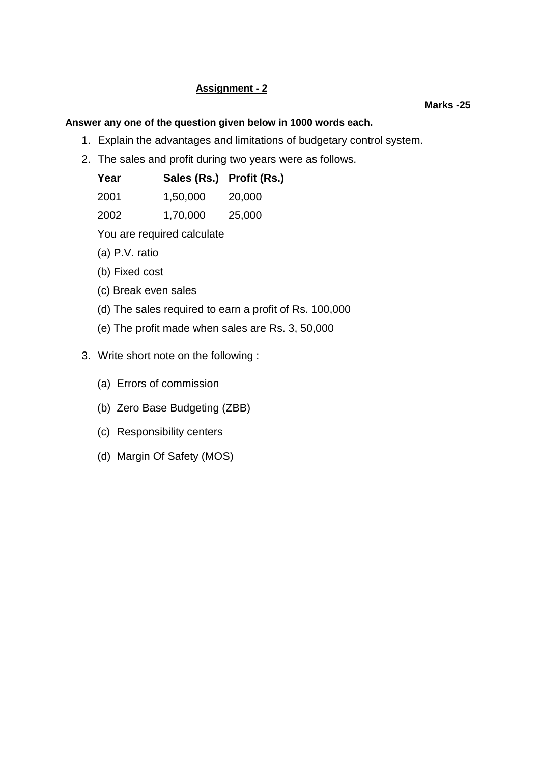## Assignment - 2

**Marks -25**

**Answer any one of the question given below in 1000 words each.**

1. Explain the advantages and limitations of budgetary control system.
2. The sales and profit during two years were as follows.

| Year | Sales (Rs.) | Profit (Rs.) |
|---|---|---|
| 2001 | 1,50,000 | 20,000 |
| 2002 | 1,70,000 | 25,000 |

   You are required calculate

   (a) P.V. ratio

   (b) Fixed cost

   (c) Break even sales

   (d) The sales required to earn a profit of Rs. 100,000

   (e) The profit made when sales are Rs. 3, 50,000

3. Write short note on the following :

   (a) Errors of commission

   (b) Zero Base Budgeting (ZBB)

   (c) Responsibility centers

   (d) Margin Of Safety (MOS)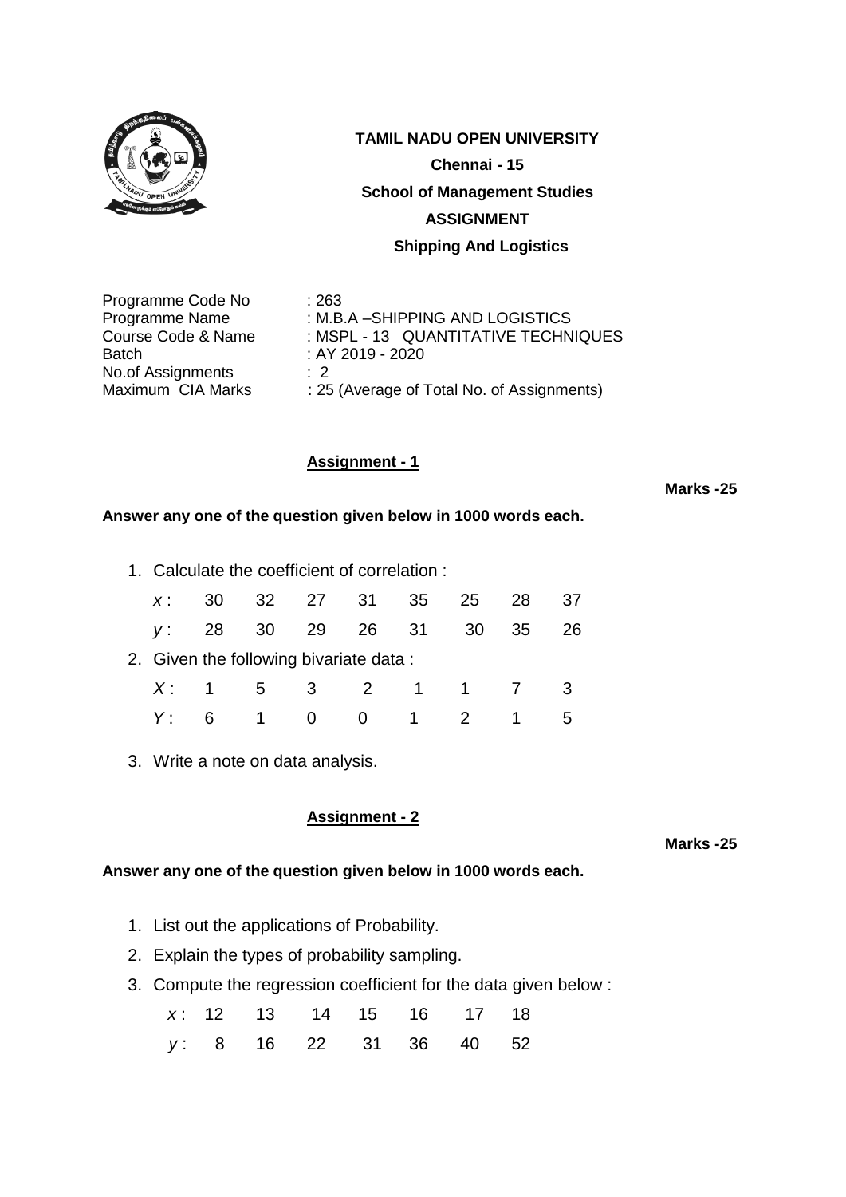**TAMIL NADU OPEN UNIVERSITY**

**Chennai - 15**

**School of Management Studies**

**ASSIGNMENT**

**Shipping And Logistics**

| | |
|---|---|
| Programme Code No | : 263 |
| Programme Name | : M.B.A –SHIPPING AND LOGISTICS |
| Course Code & Name | : MSPL - 13 QUANTITATIVE TECHNIQUES |
| Batch | : AY 2019 - 2020 |
| No.of Assignments | : 2 |
| Maximum CIA Marks | : 25 (Average of Total No. of Assignments) |

## Assignment - 1

**Marks -25**

**Answer any one of the question given below in 1000 words each.**

1. Calculate the coefficient of correlation :

| $x$ : | 30 | 32 | 27 | 31 | 35 | 25 | 28 | 37 |
|---|---|---|---|---|---|---|---|---|
| $y$ : | 28 | 30 | 29 | 26 | 31 | 30 | 35 | 26 |

2. Given the following bivariate data :

| $X$ : | 1 | 5 | 3 | 2 | 1 | 1 | 7 | 3 |
|---|---|---|---|---|---|---|---|---|
| $Y$ : | 6 | 1 | 0 | 0 | 1 | 2 | 1 | 5 |

3. Write a note on data analysis.

## Assignment - 2

**Marks -25**

**Answer any one of the question given below in 1000 words each.**

1. List out the applications of Probability.
2. Explain the types of probability sampling.
3. Compute the regression coefficient for the data given below :

| $x$ : | 12 | 13 | 14 | 15 | 16 | 17 | 18 |
|---|---|---|---|---|---|---|---|
| $y$ : | 8 | 16 | 22 | 31 | 36 | 40 | 52 |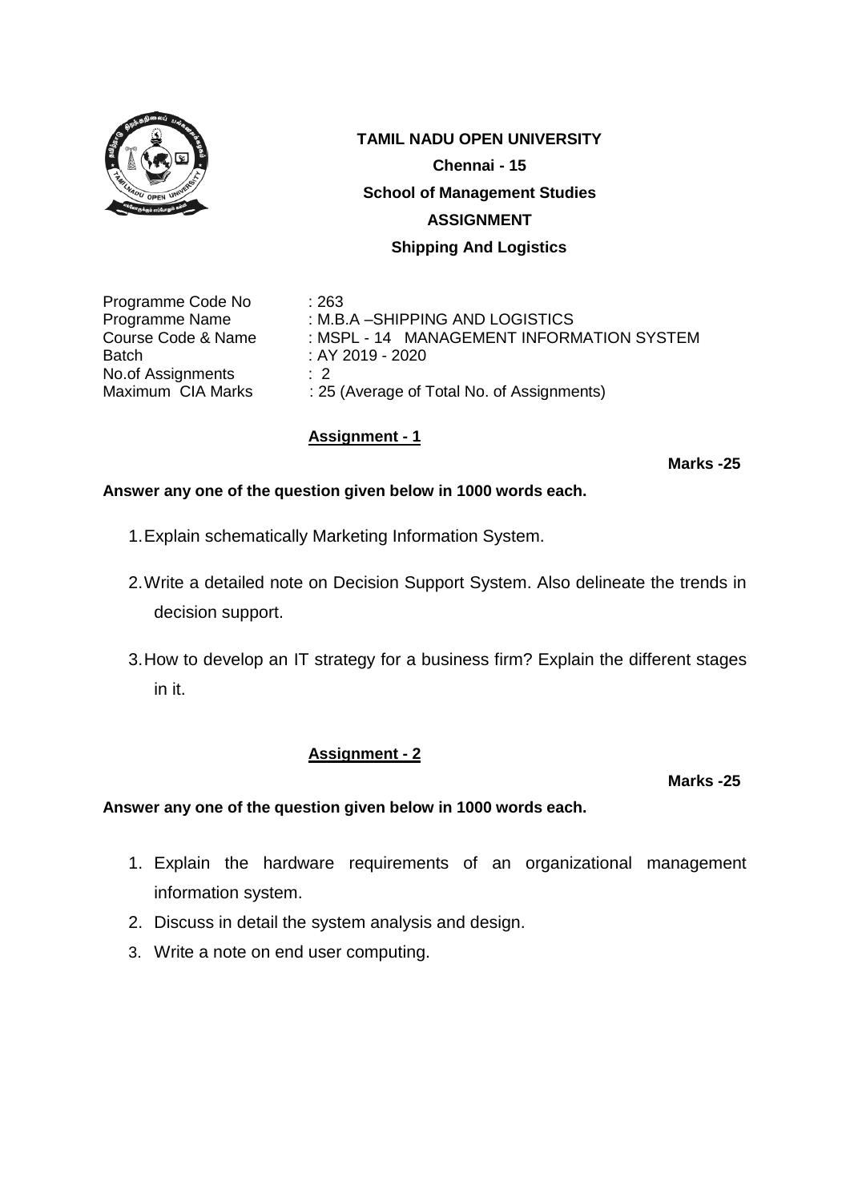**TAMIL NADU OPEN UNIVERSITY**

**Chennai - 15**

**School of Management Studies**

**ASSIGNMENT**

**Shipping And Logistics**

| | |
|---|---|
| Programme Code No | : 263 |
| Programme Name | : M.B.A –SHIPPING AND LOGISTICS |
| Course Code & Name | : MSPL - 14 MANAGEMENT INFORMATION SYSTEM |
| Batch | : AY 2019 - 2020 |
| No.of Assignments | : 2 |
| Maximum CIA Marks | : 25 (Average of Total No. of Assignments) |

## Assignment - 1

**Marks -25**

**Answer any one of the question given below in 1000 words each.**

1. Explain schematically Marketing Information System.
2. Write a detailed note on Decision Support System. Also delineate the trends in decision support.
3. How to develop an IT strategy for a business firm? Explain the different stages in it.

## Assignment - 2

**Marks -25**

**Answer any one of the question given below in 1000 words each.**

1. Explain the hardware requirements of an organizational management information system.
2. Discuss in detail the system analysis and design.
3. Write a note on end user computing.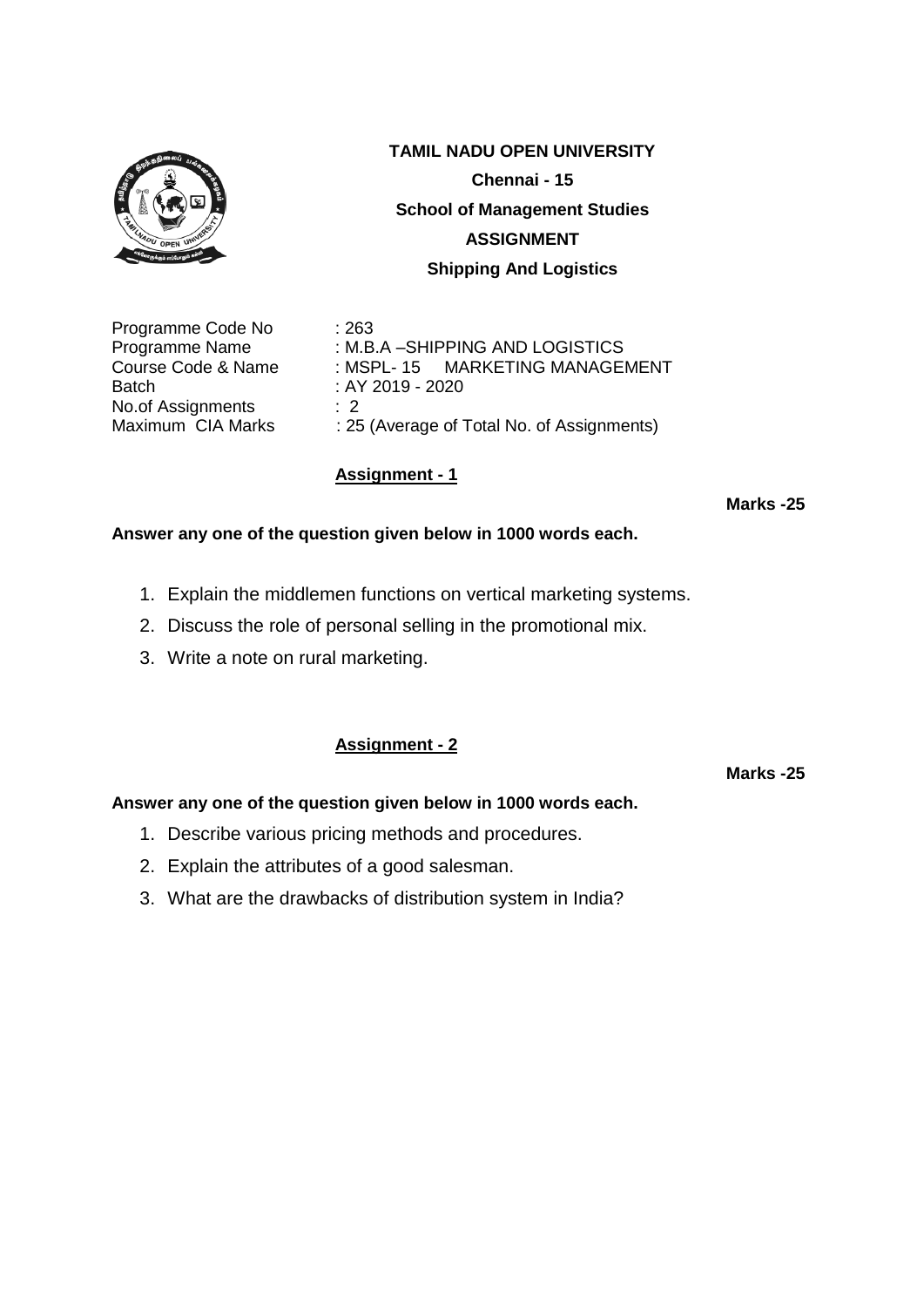**TAMIL NADU OPEN UNIVERSITY**

**Chennai - 15**

**School of Management Studies**

**ASSIGNMENT**

**Shipping And Logistics**

Programme Code No : 263
Programme Name : M.B.A –SHIPPING AND LOGISTICS
Course Code & Name : MSPL- 15 MARKETING MANAGEMENT
Batch : AY 2019 - 2020
No.of Assignments : 2
Maximum CIA Marks : 25 (Average of Total No. of Assignments)

## Assignment - 1

**Marks -25**

**Answer any one of the question given below in 1000 words each.**

1. Explain the middlemen functions on vertical marketing systems.
2. Discuss the role of personal selling in the promotional mix.
3. Write a note on rural marketing.

## Assignment - 2

**Marks -25**

**Answer any one of the question given below in 1000 words each.**

1. Describe various pricing methods and procedures.
2. Explain the attributes of a good salesman.
3. What are the drawbacks of distribution system in India?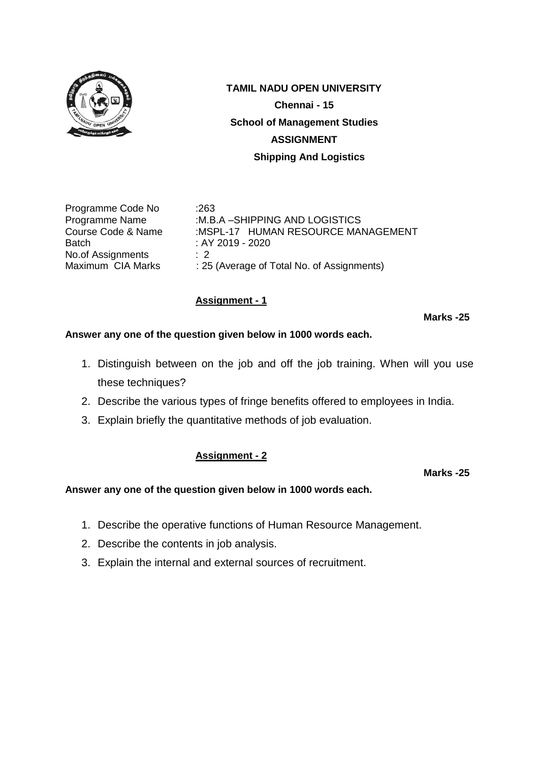**TAMIL NADU OPEN UNIVERSITY**

**Chennai - 15**

**School of Management Studies**

**ASSIGNMENT**

**Shipping And Logistics**

| | |
|---|---|
| Programme Code No | :263 |
| Programme Name | :M.B.A –SHIPPING AND LOGISTICS |
| Course Code & Name | :MSPL-17 HUMAN RESOURCE MANAGEMENT |
| Batch | : AY 2019 - 2020 |
| No.of Assignments | : 2 |
| Maximum CIA Marks | : 25 (Average of Total No. of Assignments) |

## Assignment - 1

**Marks -25**

**Answer any one of the question given below in 1000 words each.**

1. Distinguish between on the job and off the job training. When will you use these techniques?
2. Describe the various types of fringe benefits offered to employees in India.
3. Explain briefly the quantitative methods of job evaluation.

## Assignment - 2

**Marks -25**

**Answer any one of the question given below in 1000 words each.**

1. Describe the operative functions of Human Resource Management.
2. Describe the contents in job analysis.
3. Explain the internal and external sources of recruitment.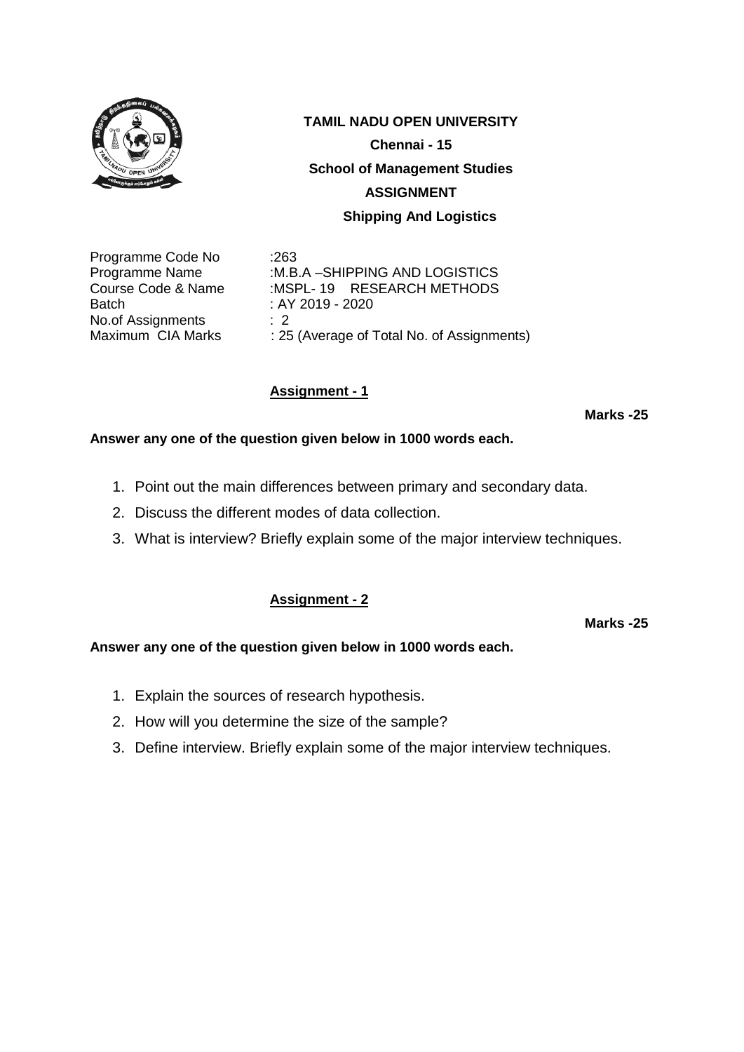**TAMIL NADU OPEN UNIVERSITY**

**Chennai - 15**

**School of Management Studies**

**ASSIGNMENT**

**Shipping And Logistics**

Programme Code No :263
Programme Name :M.B.A –SHIPPING AND LOGISTICS
Course Code & Name :MSPL- 19 RESEARCH METHODS
Batch : AY 2019 - 2020
No.of Assignments : 2
Maximum CIA Marks : 25 (Average of Total No. of Assignments)

## Assignment - 1

**Marks -25**

**Answer any one of the question given below in 1000 words each.**

1. Point out the main differences between primary and secondary data.
2. Discuss the different modes of data collection.
3. What is interview? Briefly explain some of the major interview techniques.

## Assignment - 2

**Marks -25**

**Answer any one of the question given below in 1000 words each.**

1. Explain the sources of research hypothesis.
2. How will you determine the size of the sample?
3. Define interview. Briefly explain some of the major interview techniques.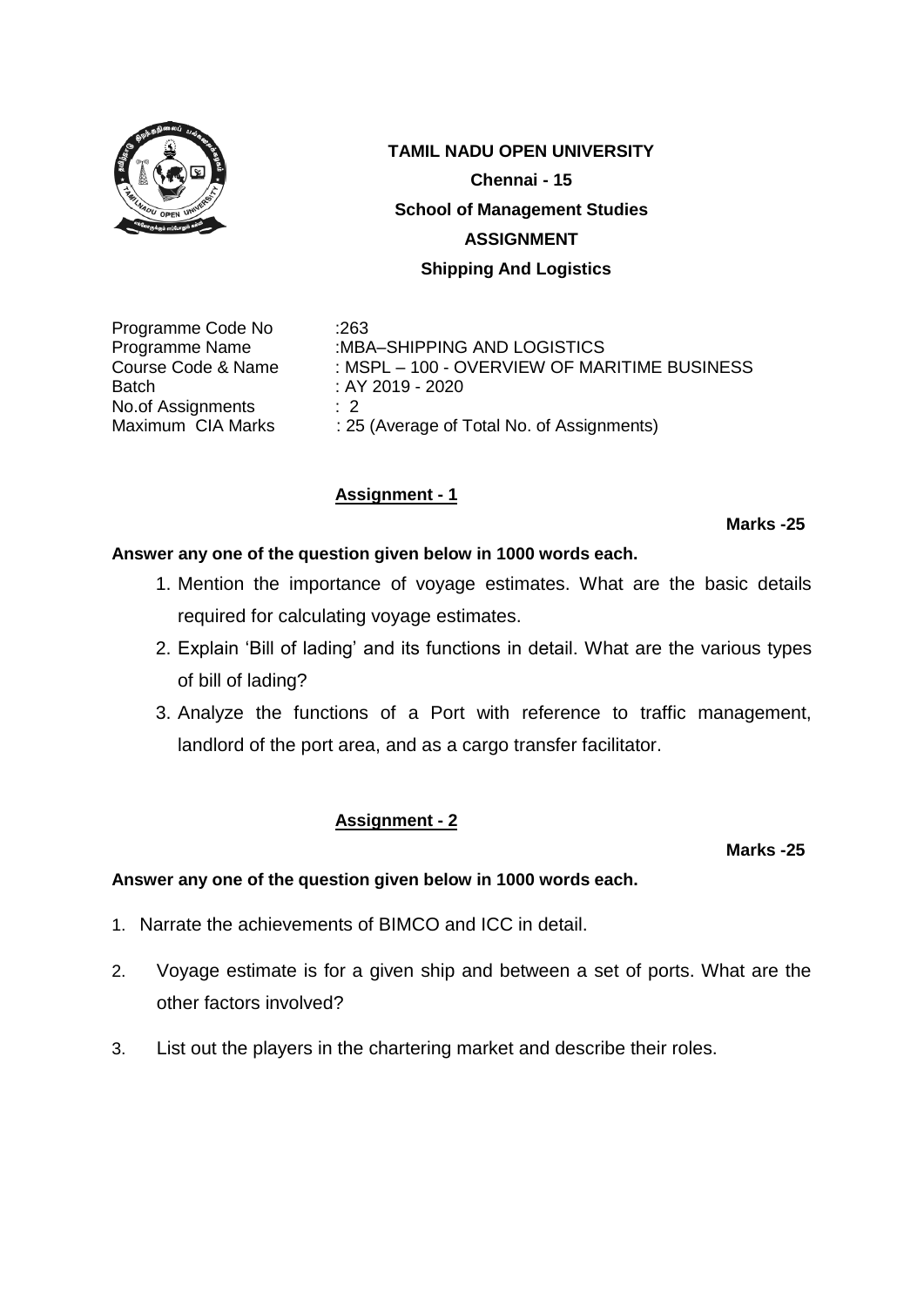**TAMIL NADU OPEN UNIVERSITY**

**Chennai - 15**

**School of Management Studies**

**ASSIGNMENT**

**Shipping And Logistics**

| | |
|---|---|
| Programme Code No | :263 |
| Programme Name | :MBA–SHIPPING AND LOGISTICS |
| Course Code & Name | : MSPL – 100 - OVERVIEW OF MARITIME BUSINESS |
| Batch | : AY 2019 - 2020 |
| No.of Assignments | : 2 |
| Maximum CIA Marks | : 25 (Average of Total No. of Assignments) |

## Assignment - 1

**Marks -25**

**Answer any one of the question given below in 1000 words each.**

1. Mention the importance of voyage estimates. What are the basic details required for calculating voyage estimates.
2. Explain 'Bill of lading' and its functions in detail. What are the various types of bill of lading?
3. Analyze the functions of a Port with reference to traffic management, landlord of the port area, and as a cargo transfer facilitator.

## Assignment - 2

**Marks -25**

**Answer any one of the question given below in 1000 words each.**

1. Narrate the achievements of BIMCO and ICC in detail.
2. Voyage estimate is for a given ship and between a set of ports. What are the other factors involved?
3. List out the players in the chartering market and describe their roles.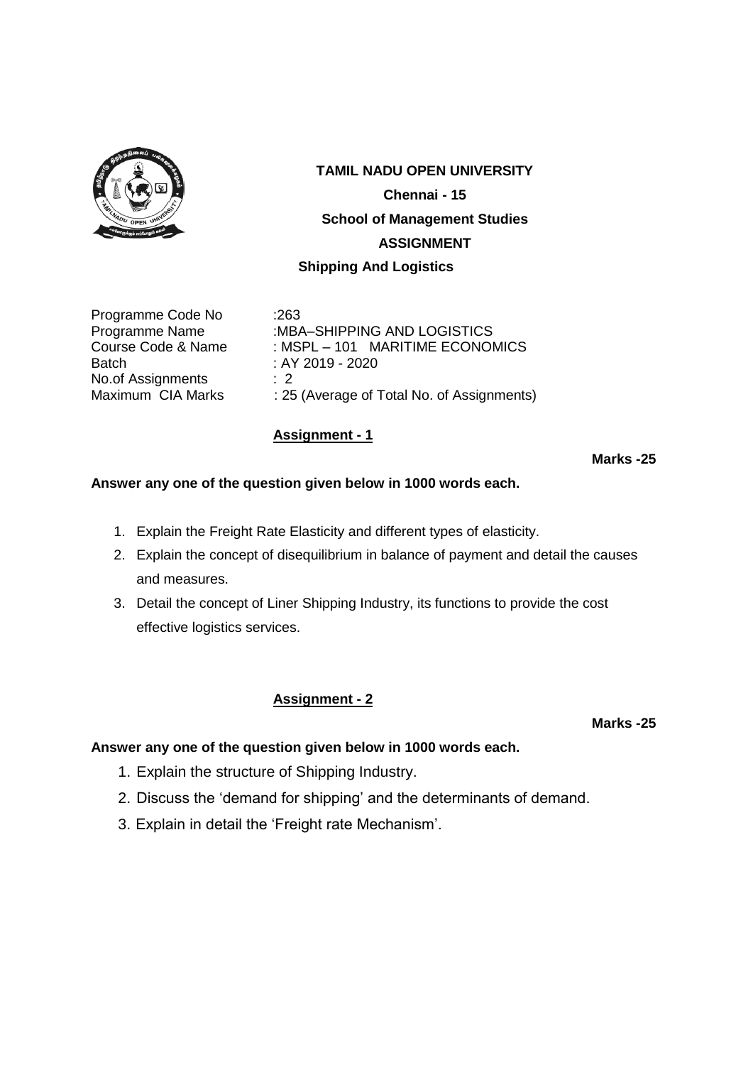**TAMIL NADU OPEN UNIVERSITY**

**Chennai - 15**

**School of Management Studies**

**ASSIGNMENT**

**Shipping And Logistics**

| | |
|---|---|
| Programme Code No | :263 |
| Programme Name | :MBA–SHIPPING AND LOGISTICS |
| Course Code & Name | : MSPL – 101 MARITIME ECONOMICS |
| Batch | : AY 2019 - 2020 |
| No.of Assignments | : 2 |
| Maximum CIA Marks | : 25 (Average of Total No. of Assignments) |

## Assignment - 1

**Marks -25**

**Answer any one of the question given below in 1000 words each.**

1. Explain the Freight Rate Elasticity and different types of elasticity.
2. Explain the concept of disequilibrium in balance of payment and detail the causes and measures.
3. Detail the concept of Liner Shipping Industry, its functions to provide the cost effective logistics services.

## Assignment - 2

**Marks -25**

**Answer any one of the question given below in 1000 words each.**

1. Explain the structure of Shipping Industry.
2. Discuss the 'demand for shipping' and the determinants of demand.
3. Explain in detail the 'Freight rate Mechanism'.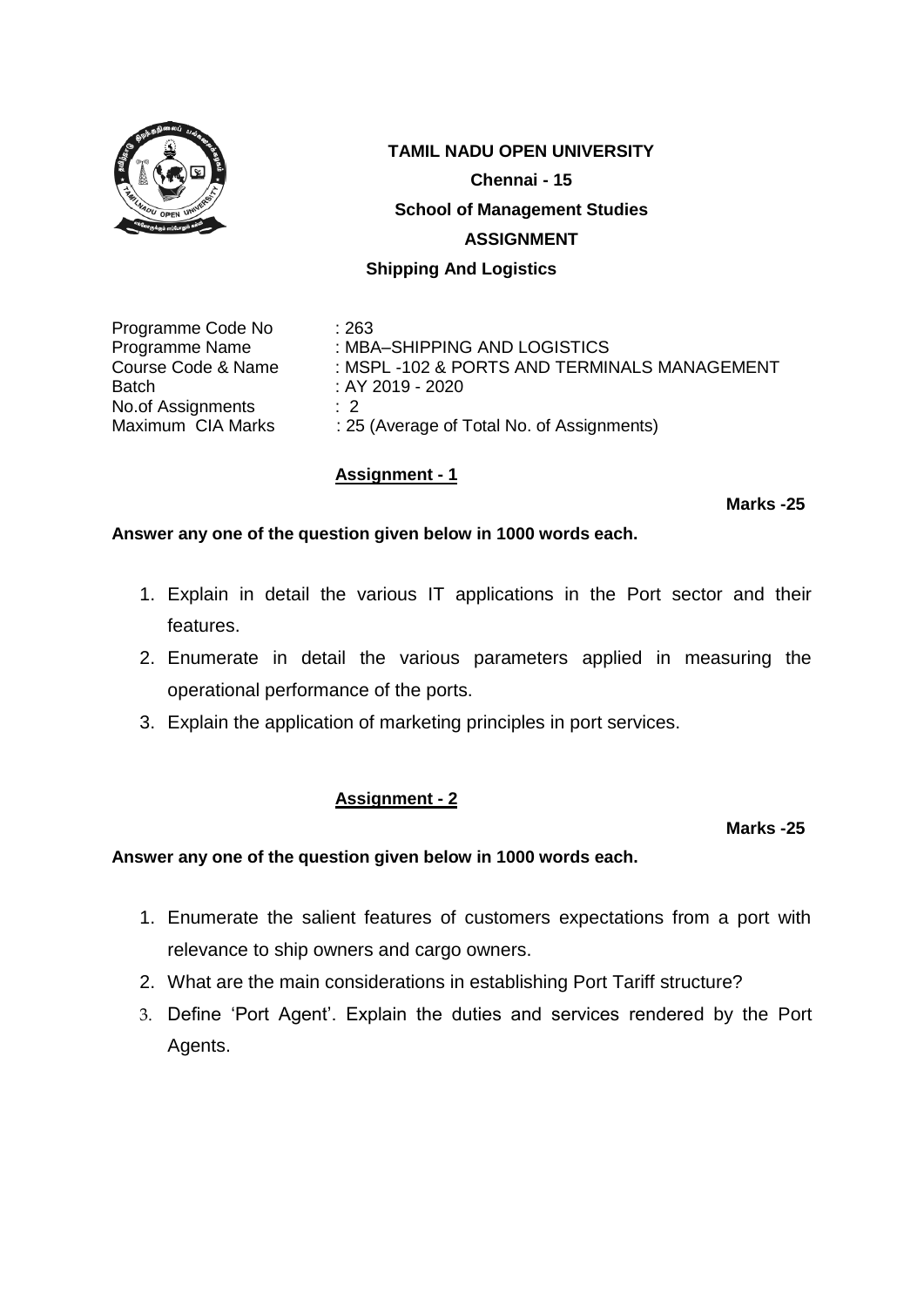**TAMIL NADU OPEN UNIVERSITY**

**Chennai - 15**

**School of Management Studies**

**ASSIGNMENT**

**Shipping And Logistics**

| | |
|---|---|
| Programme Code No | : 263 |
| Programme Name | : MBA–SHIPPING AND LOGISTICS |
| Course Code & Name | : MSPL -102 & PORTS AND TERMINALS MANAGEMENT |
| Batch | : AY 2019 - 2020 |
| No.of Assignments | : 2 |
| Maximum CIA Marks | : 25 (Average of Total No. of Assignments) |

## Assignment - 1

**Marks -25**

**Answer any one of the question given below in 1000 words each.**

1. Explain in detail the various IT applications in the Port sector and their features.
2. Enumerate in detail the various parameters applied in measuring the operational performance of the ports.
3. Explain the application of marketing principles in port services.

## Assignment - 2

**Marks -25**

**Answer any one of the question given below in 1000 words each.**

1. Enumerate the salient features of customers expectations from a port with relevance to ship owners and cargo owners.
2. What are the main considerations in establishing Port Tariff structure?
3. Define 'Port Agent'. Explain the duties and services rendered by the Port Agents.